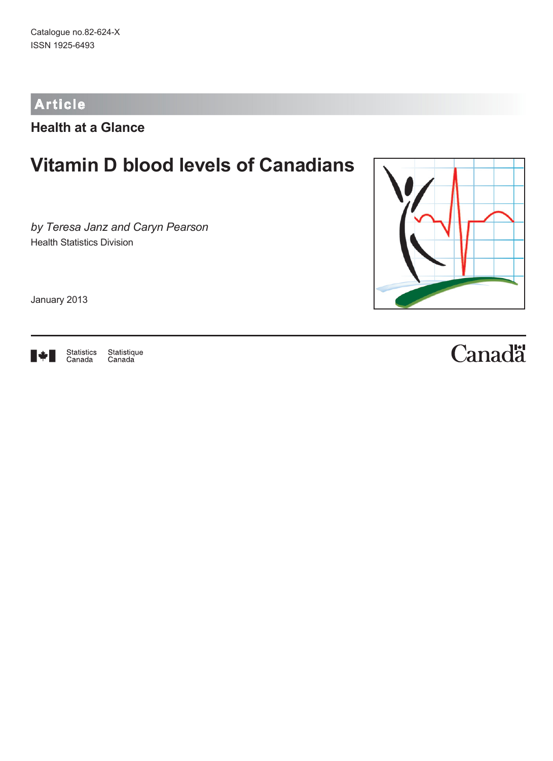Catalogue no.82-624-X
ISSN 1925-6493

Article

## Health at a Glance

# Vitamin D blood levels of Canadians

*by Teresa Janz and Caryn Pearson*
Health Statistics Division

January 2013

Statistics Canada Statistique Canada

Canada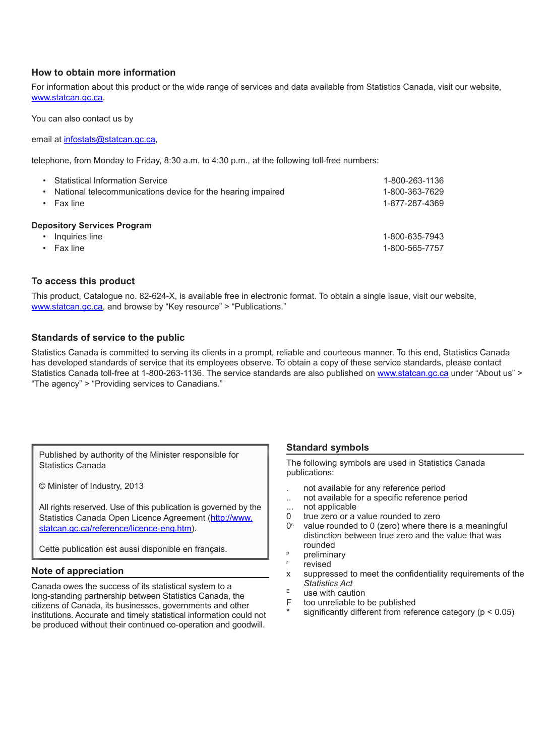## How to obtain more information

For information about this product or the wide range of services and data available from Statistics Canada, visit our website, www.statcan.gc.ca.

You can also contact us by

email at infostats@statcan.gc.ca,

telephone, from Monday to Friday, 8:30 a.m. to 4:30 p.m., at the following toll-free numbers:

- Statistical Information Service 1-800-263-1136
- National telecommunications device for the hearing impaired 1-800-363-7629
- Fax line 1-877-287-4369

**Depository Services Program**

- Inquiries line 1-800-635-7943
- Fax line 1-800-565-7757

## To access this product

This product, Catalogue no. 82-624-X, is available free in electronic format. To obtain a single issue, visit our website, www.statcan.gc.ca, and browse by "Key resource" > "Publications."

## Standards of service to the public

Statistics Canada is committed to serving its clients in a prompt, reliable and courteous manner. To this end, Statistics Canada has developed standards of service that its employees observe. To obtain a copy of these service standards, please contact Statistics Canada toll-free at 1-800-263-1136. The service standards are also published on www.statcan.gc.ca under "About us" > "The agency" > "Providing services to Canadians."

Published by authority of the Minister responsible for Statistics Canada

© Minister of Industry, 2013

All rights reserved. Use of this publication is governed by the Statistics Canada Open Licence Agreement (http://www.statcan.gc.ca/reference/licence-eng.htm).

Cette publication est aussi disponible en français.

## Note of appreciation

Canada owes the success of its statistical system to a long-standing partnership between Statistics Canada, the citizens of Canada, its businesses, governments and other institutions. Accurate and timely statistical information could not be produced without their continued co-operation and goodwill.

## Standard symbols

The following symbols are used in Statistics Canada publications:

- . not available for any reference period
- .. not available for a specific reference period
- ... not applicable
- 0 true zero or a value rounded to zero
- 0[s] value rounded to 0 (zero) where there is a meaningful distinction between true zero and the value that was rounded
- [p] preliminary
- [r] revised
- x suppressed to meet the confidentiality requirements of the *Statistics Act*
- [E] use with caution
- F too unreliable to be published
- * significantly different from reference category ($p < 0.05$)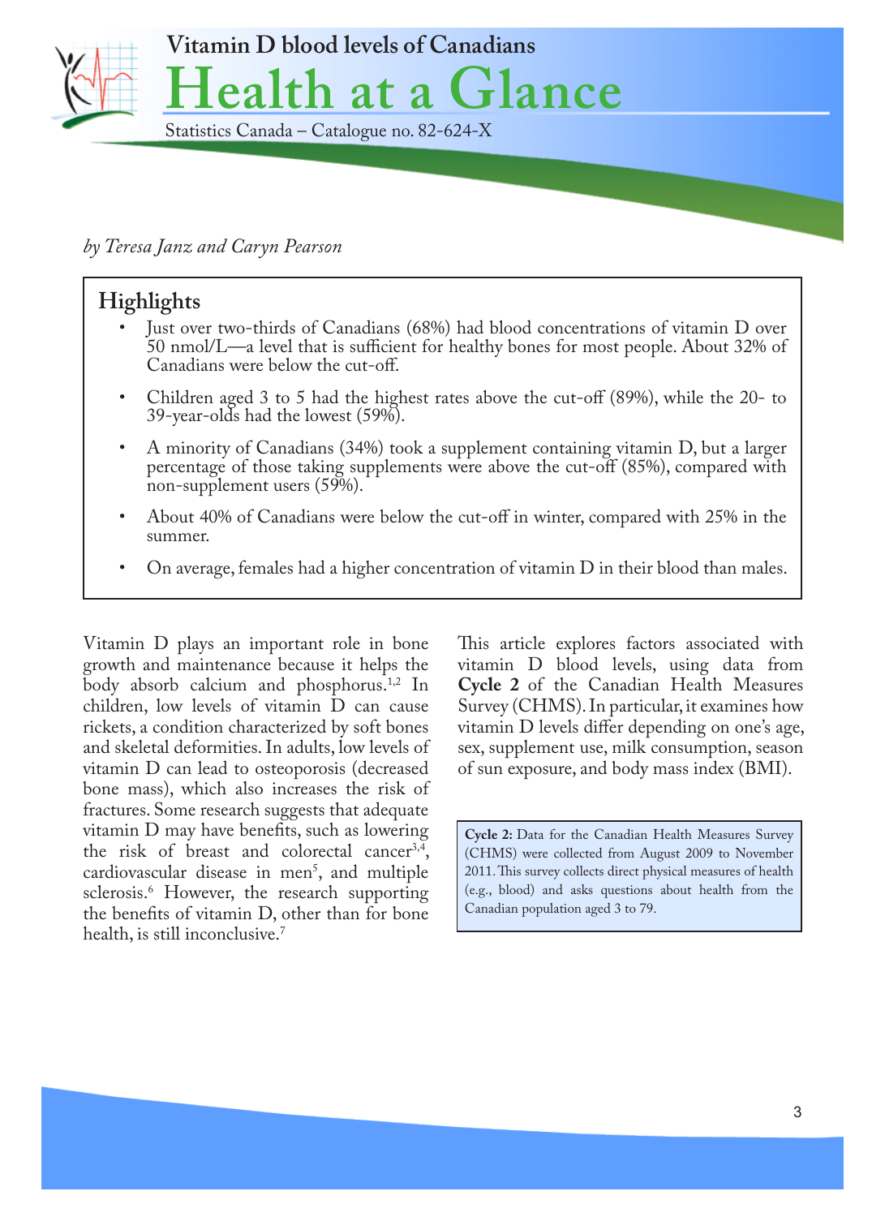Vitamin D blood levels of Canadians

# Health at a Glance

Statistics Canada – Catalogue no. 82-624-X

*by Teresa Janz and Caryn Pearson*

## Highlights

- Just over two-thirds of Canadians (68%) had blood concentrations of vitamin D over 50 nmol/L—a level that is sufficient for healthy bones for most people. About 32% of Canadians were below the cut-off.
- Children aged 3 to 5 had the highest rates above the cut-off (89%), while the 20- to 39-year-olds had the lowest (59%).
- A minority of Canadians (34%) took a supplement containing vitamin D, but a larger percentage of those taking supplements were above the cut-off (85%), compared with non-supplement users (59%).
- About 40% of Canadians were below the cut-off in winter, compared with 25% in the summer.
- On average, females had a higher concentration of vitamin D in their blood than males.

Vitamin D plays an important role in bone growth and maintenance because it helps the body absorb calcium and phosphorus.[1,2] In children, low levels of vitamin D can cause rickets, a condition characterized by soft bones and skeletal deformities. In adults, low levels of vitamin D can lead to osteoporosis (decreased bone mass), which also increases the risk of fractures. Some research suggests that adequate vitamin D may have benefits, such as lowering the risk of breast and colorectal cancer[3,4], cardiovascular disease in men[5], and multiple sclerosis.[6] However, the research supporting the benefits of vitamin D, other than for bone health, is still inconclusive.[7]

This article explores factors associated with vitamin D blood levels, using data from **Cycle 2** of the Canadian Health Measures Survey (CHMS). In particular, it examines how vitamin D levels differ depending on one's age, sex, supplement use, milk consumption, season of sun exposure, and body mass index (BMI).

**Cycle 2:** Data for the Canadian Health Measures Survey (CHMS) were collected from August 2009 to November 2011. This survey collects direct physical measures of health (e.g., blood) and asks questions about health from the Canadian population aged 3 to 79.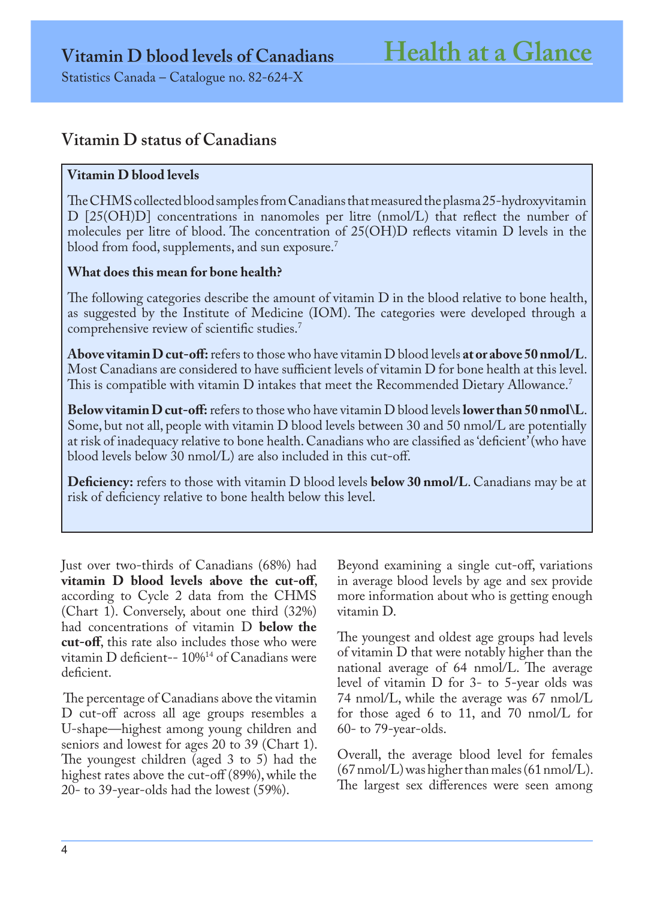## Vitamin D status of Canadians

**Vitamin D blood levels**

The CHMS collected blood samples from Canadians that measured the plasma 25-hydroxyvitamin D [25(OH)D] concentrations in nanomoles per litre (nmol/L) that reflect the number of molecules per litre of blood. The concentration of 25(OH)D reflects vitamin D levels in the blood from food, supplements, and sun exposure.[7]

**What does this mean for bone health?**

The following categories describe the amount of vitamin D in the blood relative to bone health, as suggested by the Institute of Medicine (IOM). The categories were developed through a comprehensive review of scientific studies.[7]

**Above vitamin D cut-off:** refers to those who have vitamin D blood levels **at or above 50 nmol/L**. Most Canadians are considered to have sufficient levels of vitamin D for bone health at this level. This is compatible with vitamin D intakes that meet the Recommended Dietary Allowance.[7]

**Below vitamin D cut-off:** refers to those who have vitamin D blood levels **lower than 50 nmol\L**. Some, but not all, people with vitamin D blood levels between 30 and 50 nmol/L are potentially at risk of inadequacy relative to bone health. Canadians who are classified as 'deficient' (who have blood levels below 30 nmol/L) are also included in this cut-off.

**Deficiency:** refers to those with vitamin D blood levels **below 30 nmol/L**. Canadians may be at risk of deficiency relative to bone health below this level.

Just over two-thirds of Canadians (68%) had **vitamin D blood levels above the cut-off**, according to Cycle 2 data from the CHMS (Chart 1). Conversely, about one third (32%) had concentrations of vitamin D **below the cut-off**, this rate also includes those who were vitamin D deficient-- 10%[14] of Canadians were deficient.

The percentage of Canadians above the vitamin D cut-off across all age groups resembles a U-shape—highest among young children and seniors and lowest for ages 20 to 39 (Chart 1). The youngest children (aged 3 to 5) had the highest rates above the cut-off (89%), while the 20- to 39-year-olds had the lowest (59%).

Beyond examining a single cut-off, variations in average blood levels by age and sex provide more information about who is getting enough vitamin D.

The youngest and oldest age groups had levels of vitamin D that were notably higher than the national average of 64 nmol/L. The average level of vitamin D for 3- to 5-year olds was 74 nmol/L, while the average was 67 nmol/L for those aged 6 to 11, and 70 nmol/L for 60- to 79-year-olds.

Overall, the average blood level for females (67 nmol/L) was higher than males (61 nmol/L). The largest sex differences were seen among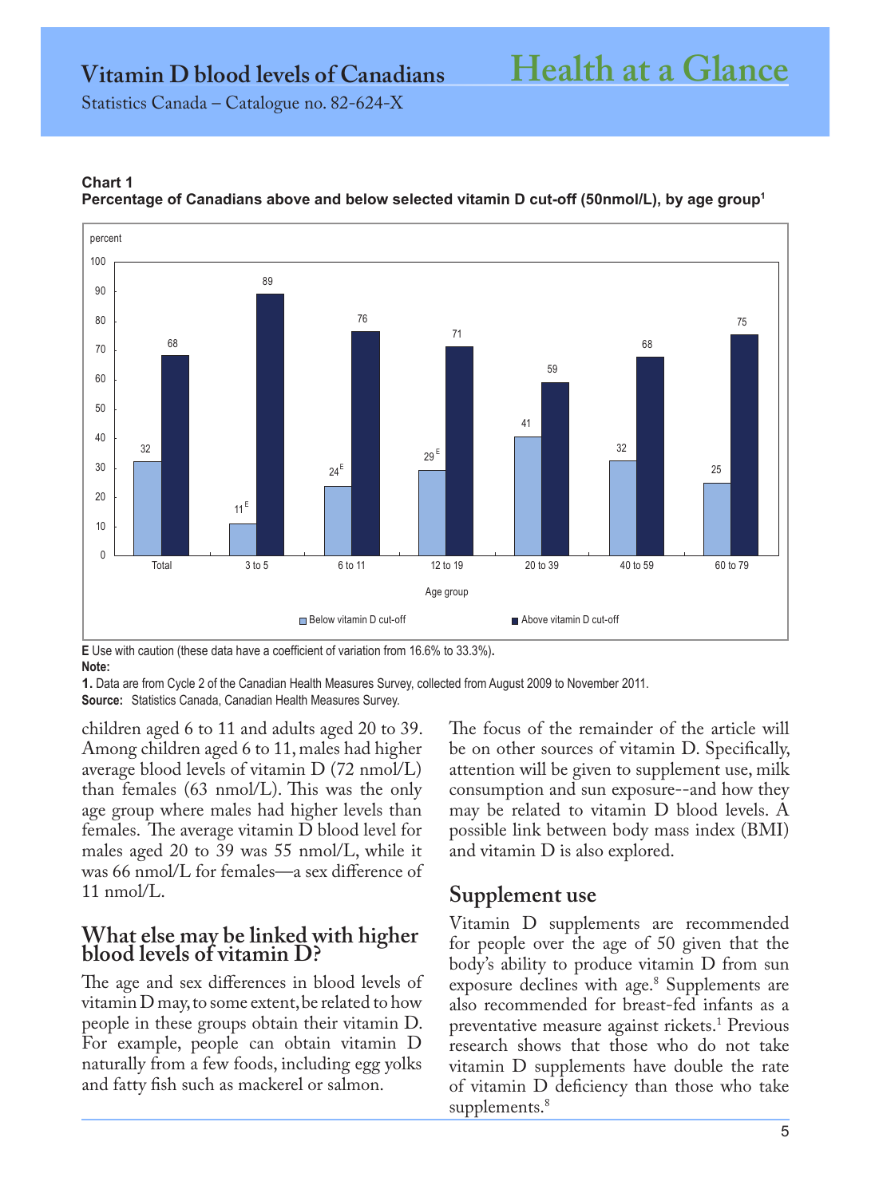**Chart 1**
**Percentage of Canadians above and below selected vitamin D cut-off (50nmol/L), by age group[1]**

| Age group | Below vitamin D cut-off (percent) | Above vitamin D cut-off (percent) |
|---|---|---|
| Total | 32 | 68 |
| 3 to 5 | 11 E | 89 |
| 6 to 11 | 24 E | 76 |
| 12 to 19 | 29 E | 71 |
| 20 to 39 | 41 | 59 |
| 40 to 59 | 32 | 68 |
| 60 to 79 | 25 | 75 |

**E** Use with caution (these data have a coefficient of variation from 16.6% to 33.3%).
**Note:**
**1.** Data are from Cycle 2 of the Canadian Health Measures Survey, collected from August 2009 to November 2011.
**Source:** Statistics Canada, Canadian Health Measures Survey.

children aged 6 to 11 and adults aged 20 to 39. Among children aged 6 to 11, males had higher average blood levels of vitamin D (72 nmol/L) than females (63 nmol/L). This was the only age group where males had higher levels than females. The average vitamin D blood level for males aged 20 to 39 was 55 nmol/L, while it was 66 nmol/L for females—a sex difference of 11 nmol/L.

## What else may be linked with higher blood levels of vitamin D?

The age and sex differences in blood levels of vitamin D may, to some extent, be related to how people in these groups obtain their vitamin D. For example, people can obtain vitamin D naturally from a few foods, including egg yolks and fatty fish such as mackerel or salmon.

The focus of the remainder of the article will be on other sources of vitamin D. Specifically, attention will be given to supplement use, milk consumption and sun exposure--and how they may be related to vitamin D blood levels. A possible link between body mass index (BMI) and vitamin D is also explored.

## Supplement use

Vitamin D supplements are recommended for people over the age of 50 given that the body's ability to produce vitamin D from sun exposure declines with age.[8] Supplements are also recommended for breast-fed infants as a preventative measure against rickets.[1] Previous research shows that those who do not take vitamin D supplements have double the rate of vitamin D deficiency than those who take supplements.[8]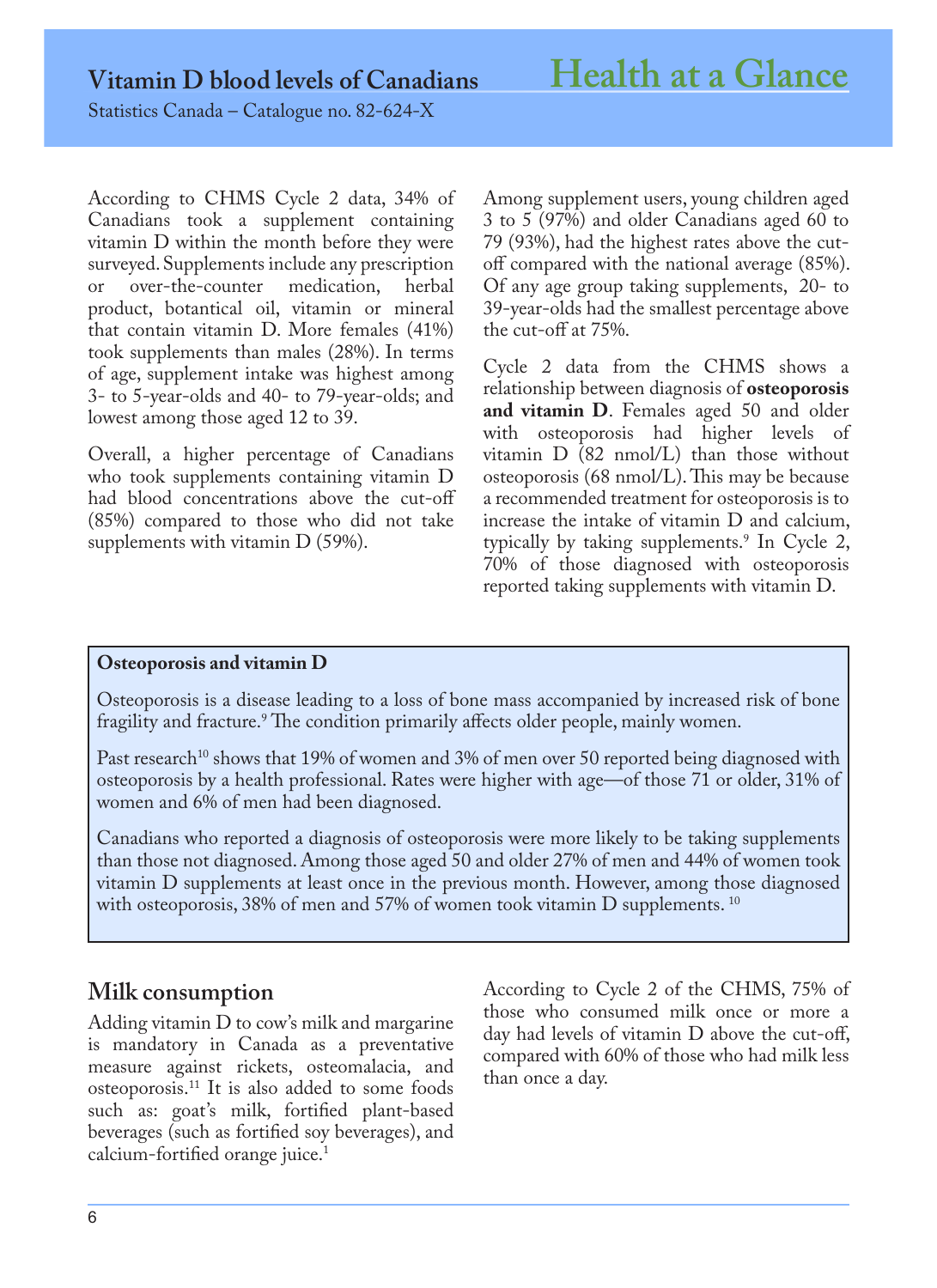According to CHMS Cycle 2 data, 34% of Canadians took a supplement containing vitamin D within the month before they were surveyed. Supplements include any prescription or over-the-counter medication, herbal product, botantical oil, vitamin or mineral that contain vitamin D. More females (41%) took supplements than males (28%). In terms of age, supplement intake was highest among 3- to 5-year-olds and 40- to 79-year-olds; and lowest among those aged 12 to 39.

Overall, a higher percentage of Canadians who took supplements containing vitamin D had blood concentrations above the cut-off (85%) compared to those who did not take supplements with vitamin D (59%).

Among supplement users, young children aged 3 to 5 (97%) and older Canadians aged 60 to 79 (93%), had the highest rates above the cut-off compared with the national average (85%). Of any age group taking supplements, 20- to 39-year-olds had the smallest percentage above the cut-off at 75%.

Cycle 2 data from the CHMS shows a relationship between diagnosis of **osteoporosis and vitamin D**. Females aged 50 and older with osteoporosis had higher levels of vitamin D (82 nmol/L) than those without osteoporosis (68 nmol/L). This may be because a recommended treatment for osteoporosis is to increase the intake of vitamin D and calcium, typically by taking supplements.[9] In Cycle 2, 70% of those diagnosed with osteoporosis reported taking supplements with vitamin D.

**Osteoporosis and vitamin D**

Osteoporosis is a disease leading to a loss of bone mass accompanied by increased risk of bone fragility and fracture.[9] The condition primarily affects older people, mainly women.

Past research[10] shows that 19% of women and 3% of men over 50 reported being diagnosed with osteoporosis by a health professional. Rates were higher with age—of those 71 or older, 31% of women and 6% of men had been diagnosed.

Canadians who reported a diagnosis of osteoporosis were more likely to be taking supplements than those not diagnosed. Among those aged 50 and older 27% of men and 44% of women took vitamin D supplements at least once in the previous month. However, among those diagnosed with osteoporosis, 38% of men and 57% of women took vitamin D supplements. [10]

## Milk consumption

Adding vitamin D to cow's milk and margarine is mandatory in Canada as a preventative measure against rickets, osteomalacia, and osteoporosis.[11] It is also added to some foods such as: goat's milk, fortified plant-based beverages (such as fortified soy beverages), and calcium-fortified orange juice.[1]

According to Cycle 2 of the CHMS, 75% of those who consumed milk once or more a day had levels of vitamin D above the cut-off, compared with 60% of those who had milk less than once a day.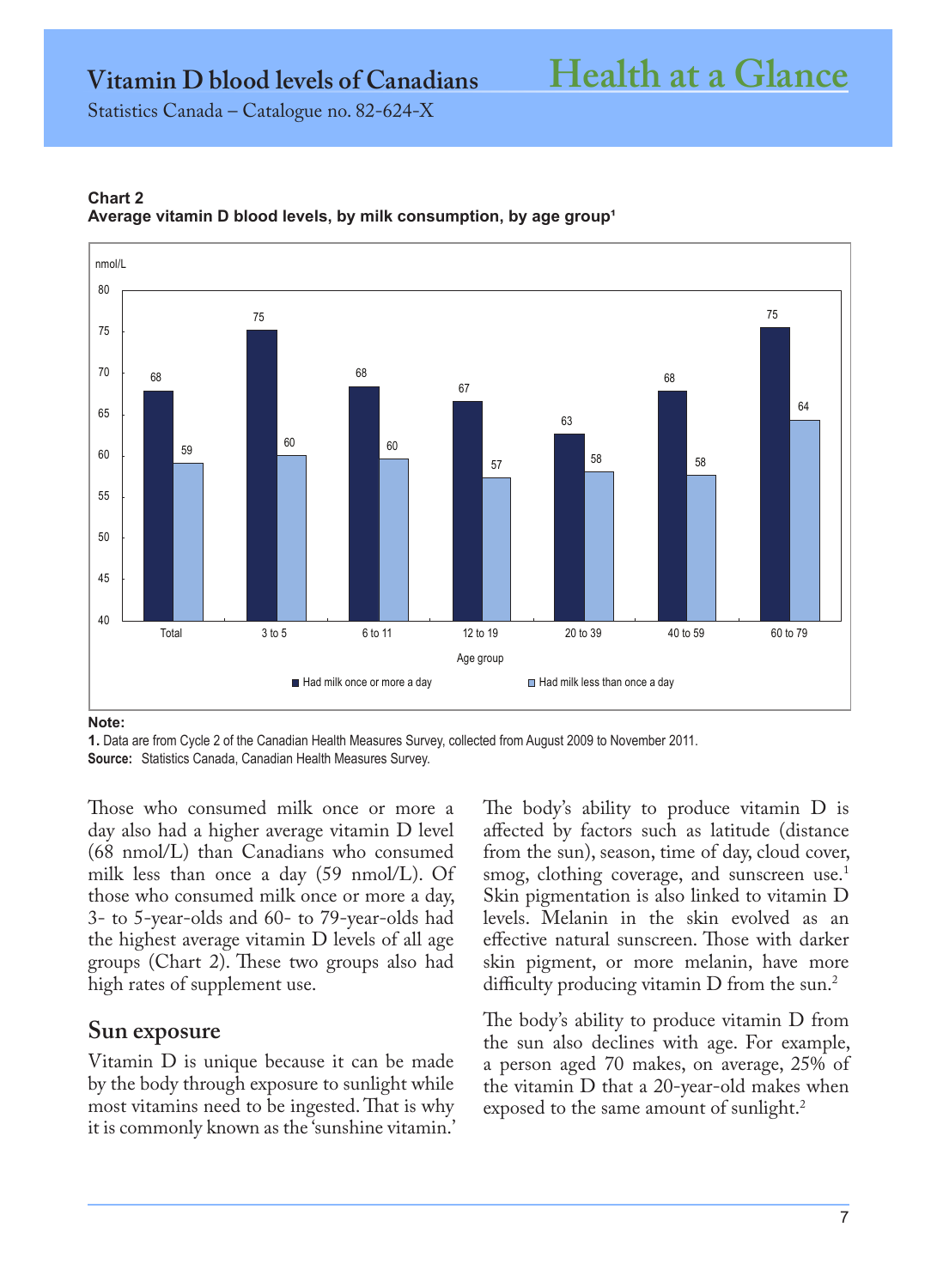**Chart 2**
**Average vitamin D blood levels, by milk consumption, by age group[1]**

| Age group | Had milk once or more a day (nmol/L) | Had milk less than once a day (nmol/L) |
| --- | --- | --- |
| Total | 68 | 59 |
| 3 to 5 | 75 | 60 |
| 6 to 11 | 68 | 60 |
| 12 to 19 | 67 | 57 |
| 20 to 39 | 63 | 58 |
| 40 to 59 | 68 | 58 |
| 60 to 79 | 75 | 64 |

**Note:**
**1.** Data are from Cycle 2 of the Canadian Health Measures Survey, collected from August 2009 to November 2011.
**Source:** Statistics Canada, Canadian Health Measures Survey.

Those who consumed milk once or more a day also had a higher average vitamin D level (68 nmol/L) than Canadians who consumed milk less than once a day (59 nmol/L). Of those who consumed milk once or more a day, 3- to 5-year-olds and 60- to 79-year-olds had the highest average vitamin D levels of all age groups (Chart 2). These two groups also had high rates of supplement use.

## Sun exposure

Vitamin D is unique because it can be made by the body through exposure to sunlight while most vitamins need to be ingested. That is why it is commonly known as the 'sunshine vitamin.'

The body's ability to produce vitamin D is affected by factors such as latitude (distance from the sun), season, time of day, cloud cover, smog, clothing coverage, and sunscreen use.[1] Skin pigmentation is also linked to vitamin D levels. Melanin in the skin evolved as an effective natural sunscreen. Those with darker skin pigment, or more melanin, have more difficulty producing vitamin D from the sun.[2]

The body's ability to produce vitamin D from the sun also declines with age. For example, a person aged 70 makes, on average, 25% of the vitamin D that a 20-year-old makes when exposed to the same amount of sunlight.[2]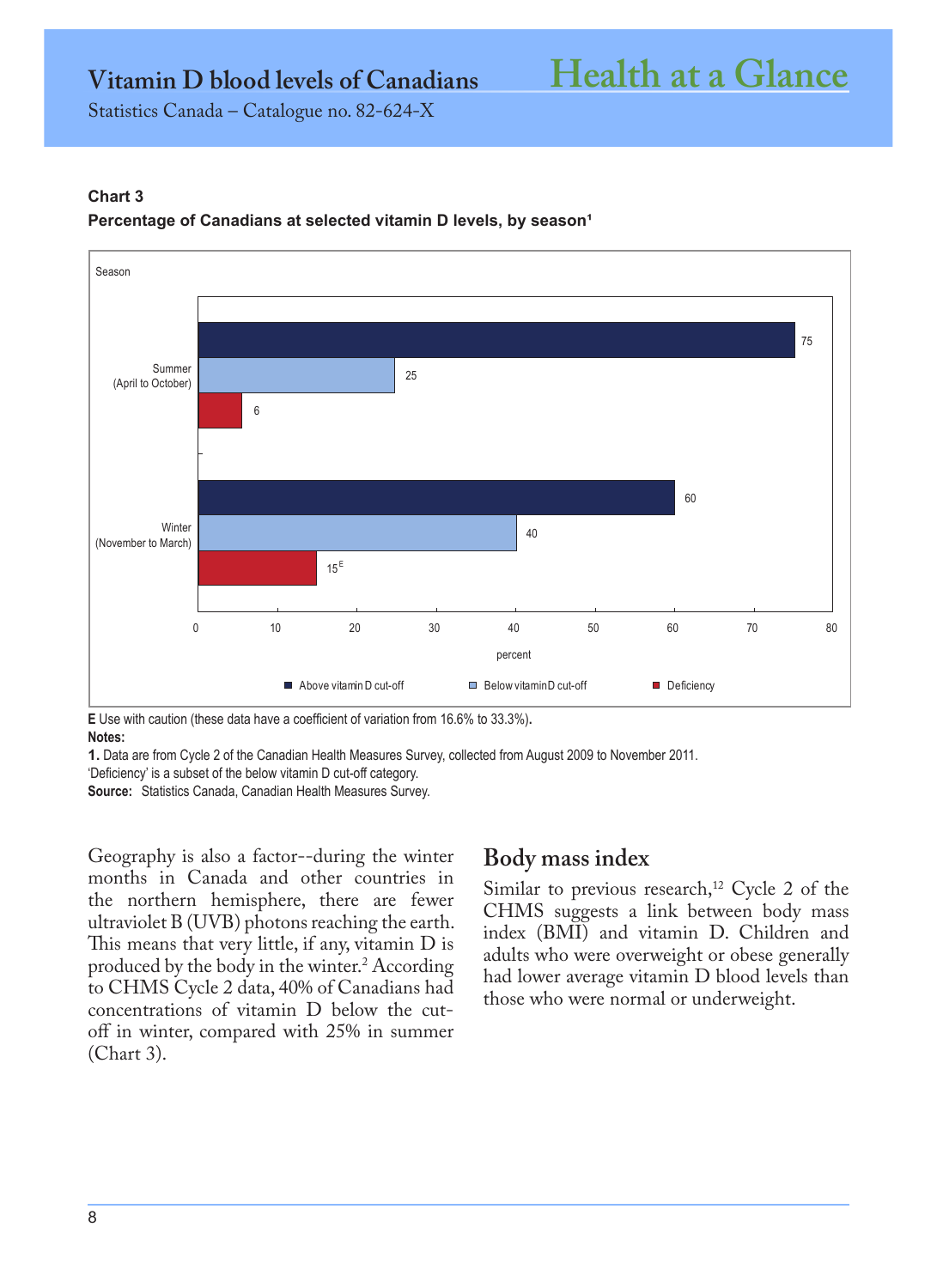**Chart 3**

**Percentage of Canadians at selected vitamin D levels, by season[1]**

| Season | Above vitamin D cut-off | Below vitamin D cut-off | Deficiency |
|---|---|---|---|
| Summer (April to October) | 75 | 25 | 6 |
| Winter (November to March) | 60 | 40 | 15 E |

**E** Use with caution (these data have a coefficient of variation from 16.6% to 33.3%).

**Notes:**

**1.** Data are from Cycle 2 of the Canadian Health Measures Survey, collected from August 2009 to November 2011.

'Deficiency' is a subset of the below vitamin D cut-off category.

**Source:** Statistics Canada, Canadian Health Measures Survey.

Geography is also a factor--during the winter months in Canada and other countries in the northern hemisphere, there are fewer ultraviolet B (UVB) photons reaching the earth. This means that very little, if any, vitamin D is produced by the body in the winter.[2] According to CHMS Cycle 2 data, 40% of Canadians had concentrations of vitamin D below the cut-off in winter, compared with 25% in summer (Chart 3).

## Body mass index

Similar to previous research,[12] Cycle 2 of the CHMS suggests a link between body mass index (BMI) and vitamin D. Children and adults who were overweight or obese generally had lower average vitamin D blood levels than those who were normal or underweight.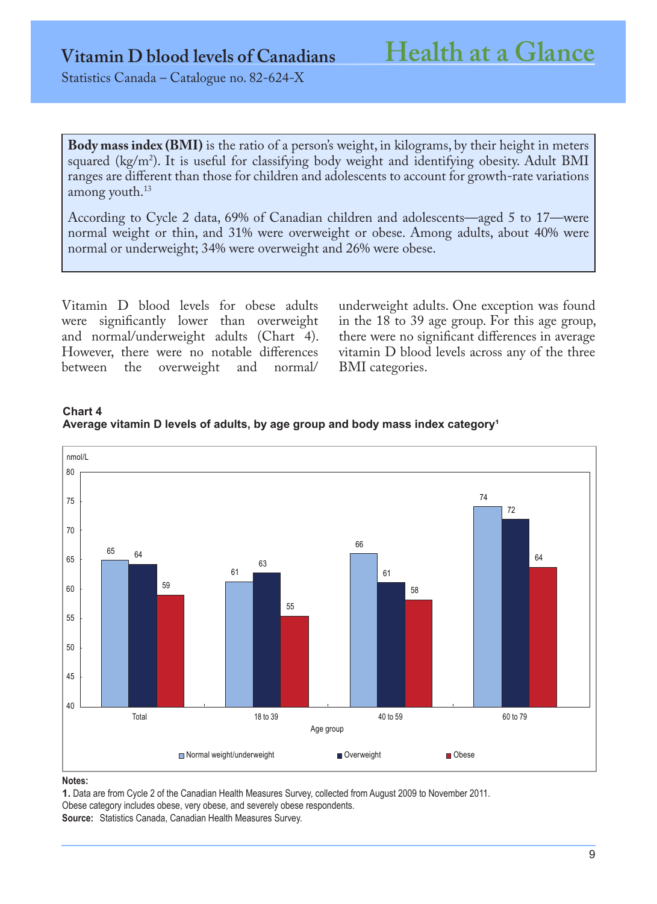**Body mass index (BMI)** is the ratio of a person's weight, in kilograms, by their height in meters squared ($kg/m^2$). It is useful for classifying body weight and identifying obesity. Adult BMI ranges are different than those for children and adolescents to account for growth-rate variations among youth.[13]

According to Cycle 2 data, 69% of Canadian children and adolescents—aged 5 to 17—were normal weight or thin, and 31% were overweight or obese. Among adults, about 40% were normal or underweight; 34% were overweight and 26% were obese.

Vitamin D blood levels for obese adults were significantly lower than overweight and normal/underweight adults (Chart 4). However, there were no notable differences between the overweight and normal/underweight adults. One exception was found in the 18 to 39 age group. For this age group, there were no significant differences in average vitamin D blood levels across any of the three BMI categories.

**Chart 4**
**Average vitamin D levels of adults, by age group and body mass index category[1]**

| Age group | Normal weight/underweight (nmol/L) | Overweight (nmol/L) | Obese (nmol/L) |
|---|---|---|---|
| Total | 65 | 64 | 59 |
| 18 to 39 | 61 | 63 | 55 |
| 40 to 59 | 66 | 61 | 58 |
| 60 to 79 | 74 | 72 | 64 |

**Notes:**
**1.** Data are from Cycle 2 of the Canadian Health Measures Survey, collected from August 2009 to November 2011.
Obese category includes obese, very obese, and severely obese respondents.
**Source:** Statistics Canada, Canadian Health Measures Survey.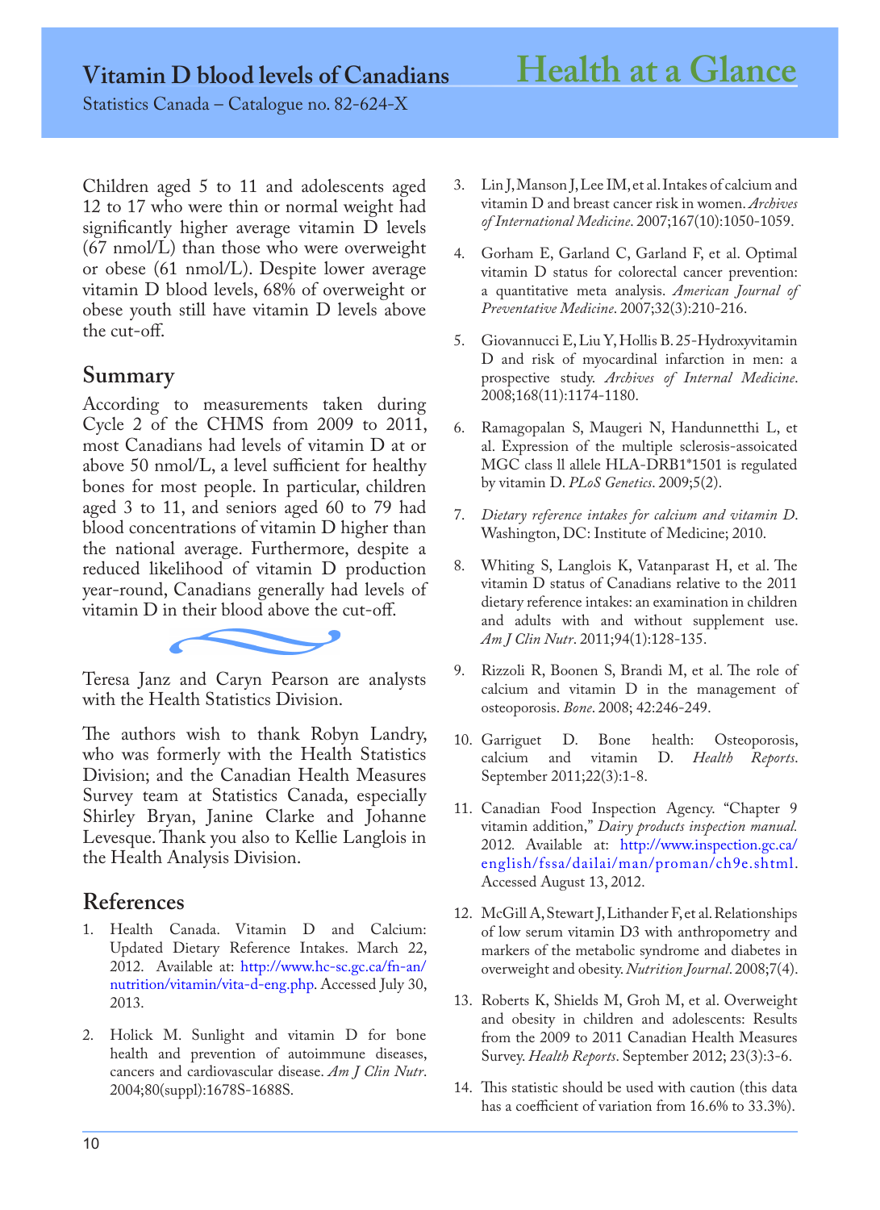Children aged 5 to 11 and adolescents aged 12 to 17 who were thin or normal weight had significantly higher average vitamin D levels (67 nmol/L) than those who were overweight or obese (61 nmol/L). Despite lower average vitamin D blood levels, 68% of overweight or obese youth still have vitamin D levels above the cut-off.

## Summary

According to measurements taken during Cycle 2 of the CHMS from 2009 to 2011, most Canadians had levels of vitamin D at or above 50 nmol/L, a level sufficient for healthy bones for most people. In particular, children aged 3 to 11, and seniors aged 60 to 79 had blood concentrations of vitamin D higher than the national average. Furthermore, despite a reduced likelihood of vitamin D production year-round, Canadians generally had levels of vitamin D in their blood above the cut-off.

Teresa Janz and Caryn Pearson are analysts with the Health Statistics Division.

The authors wish to thank Robyn Landry, who was formerly with the Health Statistics Division; and the Canadian Health Measures Survey team at Statistics Canada, especially Shirley Bryan, Janine Clarke and Johanne Levesque. Thank you also to Kellie Langlois in the Health Analysis Division.

## References

1. Health Canada. Vitamin D and Calcium: Updated Dietary Reference Intakes. March 22, 2012. Available at: http://www.hc-sc.gc.ca/fn-an/nutrition/vitamin/vita-d-eng.php. Accessed July 30, 2013.
2. Holick M. Sunlight and vitamin D for bone health and prevention of autoimmune diseases, cancers and cardiovascular disease. *Am J Clin Nutr*. 2004;80(suppl):1678S-1688S.
3. Lin J, Manson J, Lee IM, et al. Intakes of calcium and vitamin D and breast cancer risk in women. *Archives of International Medicine*. 2007;167(10):1050-1059.
4. Gorham E, Garland C, Garland F, et al. Optimal vitamin D status for colorectal cancer prevention: a quantitative meta analysis. *American Journal of Preventative Medicine*. 2007;32(3):210-216.
5. Giovannucci E, Liu Y, Hollis B. 25-Hydroxyvitamin D and risk of myocardinal infarction in men: a prospective study. *Archives of Internal Medicine*. 2008;168(11):1174-1180.
6. Ramagopalan S, Maugeri N, Handunnetthi L, et al. Expression of the multiple sclerosis-assoicated MGC class ll allele HLA-DRB1*1501 is regulated by vitamin D. *PLoS Genetics*. 2009;5(2).
7. *Dietary reference intakes for calcium and vitamin D*. Washington, DC: Institute of Medicine; 2010.
8. Whiting S, Langlois K, Vatanparast H, et al. The vitamin D status of Canadians relative to the 2011 dietary reference intakes: an examination in children and adults with and without supplement use. *Am J Clin Nutr*. 2011;94(1):128-135.
9. Rizzoli R, Boonen S, Brandi M, et al. The role of calcium and vitamin D in the management of osteoporosis. *Bone*. 2008; 42:246-249.
10. Garriguet D. Bone health: Osteoporosis, calcium and vitamin D. *Health Reports*. September 2011;22(3):1-8.
11. Canadian Food Inspection Agency. "Chapter 9 vitamin addition," *Dairy products inspection manual.* 2012. Available at: http://www.inspection.gc.ca/english/fssa/dailai/man/proman/ch9e.shtml. Accessed August 13, 2012.
12. McGill A, Stewart J, Lithander F, et al. Relationships of low serum vitamin D3 with anthropometry and markers of the metabolic syndrome and diabetes in overweight and obesity. *Nutrition Journal*. 2008;7(4).
13. Roberts K, Shields M, Groh M, et al. Overweight and obesity in children and adolescents: Results from the 2009 to 2011 Canadian Health Measures Survey. *Health Reports*. September 2012; 23(3):3-6.
14. This statistic should be used with caution (this data has a coefficient of variation from 16.6% to 33.3%).